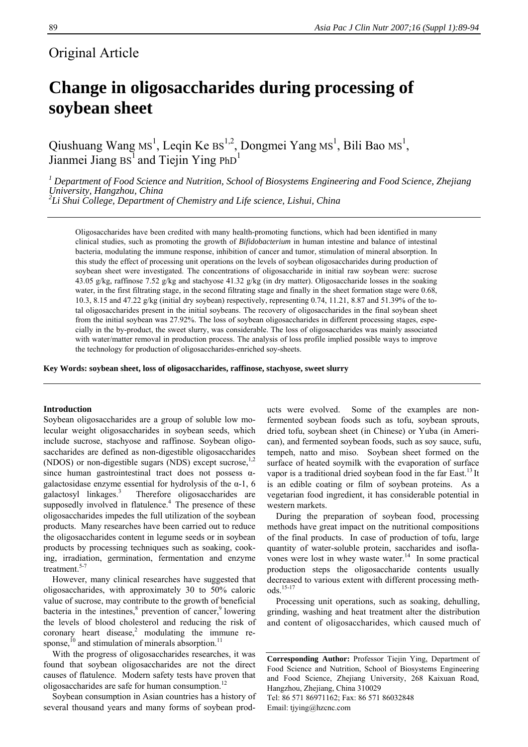Original Article

# Change in oligosaccharides during processing of soybean sheet

Qiushuang Wang MS[1], Leqin Ke BS[1,2], Dongmei Yang MS[1], Bili Bao MS[1], Jianmei Jiang BS[1] and Tiejin Ying PhD[1]

[1] *Department of Food Science and Nutrition, School of Biosystems Engineering and Food Science, Zhejiang University, Hangzhou, China*
[2] *Li Shui College, Department of Chemistry and Life science, Lishui, China*

Oligosaccharides have been credited with many health-promoting functions, which had been identified in many clinical studies, such as promoting the growth of *Bifidobacterium* in human intestine and balance of intestinal bacteria, modulating the immune response, inhibition of cancer and tumor, stimulation of mineral absorption. In this study the effect of processing unit operations on the levels of soybean oligosaccharides during production of soybean sheet were investigated. The concentrations of oligosaccharide in initial raw soybean were: sucrose 43.05 g/kg, raffinose 7.52 g/kg and stachyose 41.32 g/kg (in dry matter). Oligosaccharide losses in the soaking water, in the first filtrating stage, in the second filtrating stage and finally in the sheet formation stage were 0.68, 10.3, 8.15 and 47.22 g/kg (initial dry soybean) respectively, representing 0.74, 11.21, 8.87 and 51.39% of the total oligosaccharides present in the initial soybeans. The recovery of oligosaccharides in the final soybean sheet from the initial soybean was 27.92%. The loss of soybean oligosaccharides in different processing stages, especially in the by-product, the sweet slurry, was considerable. The loss of oligosaccharides was mainly associated with water/matter removal in production process. The analysis of loss profile implied possible ways to improve the technology for production of oligosaccharides-enriched soy-sheets.

**Key Words: soybean sheet, loss of oligosaccharides, raffinose, stachyose, sweet slurry**

## Introduction

Soybean oligosaccharides are a group of soluble low molecular weight oligosaccharides in soybean seeds, which include sucrose, stachyose and raffinose. Soybean oligosaccharides are defined as non-digestible oligosaccharides (NDOS) or non-digestible sugars (NDS) except sucrose,[1,2] since human gastrointestinal tract does not possess α-galactosidase enzyme essential for hydrolysis of the α-1, 6 galactosyl linkages.[3] Therefore oligosaccharides are supposedly involved in flatulence.[4] The presence of these oligosaccharides impedes the full utilization of the soybean products. Many researches have been carried out to reduce the oligosaccharides content in legume seeds or in soybean products by processing techniques such as soaking, cooking, irradiation, germination, fermentation and enzyme treatment.[5-7]

However, many clinical researches have suggested that oligosaccharides, with approximately 30 to 50% caloric value of sucrose, may contribute to the growth of beneficial bacteria in the intestines,[8] prevention of cancer,[9] lowering the levels of blood cholesterol and reducing the risk of coronary heart disease,[2] modulating the immune response,[10] and stimulation of minerals absorption.[11]

With the progress of oligosaccharides researches, it was found that soybean oligosaccharides are not the direct causes of flatulence. Modern safety tests have proven that oligosaccharides are safe for human consumption.[12]

Soybean consumption in Asian countries has a history of several thousand years and many forms of soybean products were evolved. Some of the examples are non-fermented soybean foods such as tofu, soybean sprouts, dried tofu, soybean sheet (in Chinese) or Yuba (in American), and fermented soybean foods, such as soy sauce, sufu, tempeh, natto and miso. Soybean sheet formed on the surface of heated soymilk with the evaporation of surface vapor is a traditional dried soybean food in the far East.[13] It is an edible coating or film of soybean proteins. As a vegetarian food ingredient, it has considerable potential in western markets.

During the preparation of soybean food, processing methods have great impact on the nutritional compositions of the final products. In case of production of tofu, large quantity of water-soluble protein, saccharides and isoflavones were lost in whey waste water.[14] In some practical production steps the oligosaccharide contents usually decreased to various extent with different processing methods.[15-17]

Processing unit operations, such as soaking, dehulling, grinding, washing and heat treatment alter the distribution and content of oligosaccharides, which caused much of

**Corresponding Author:** Professor Tiejin Ying, Department of Food Science and Nutrition, School of Biosystems Engineering and Food Science, Zhejiang University, 268 Kaixuan Road, Hangzhou, Zhejiang, China 310029
Tel: 86 571 86971162; Fax: 86 571 86032848
Email: tjying@hzcnc.com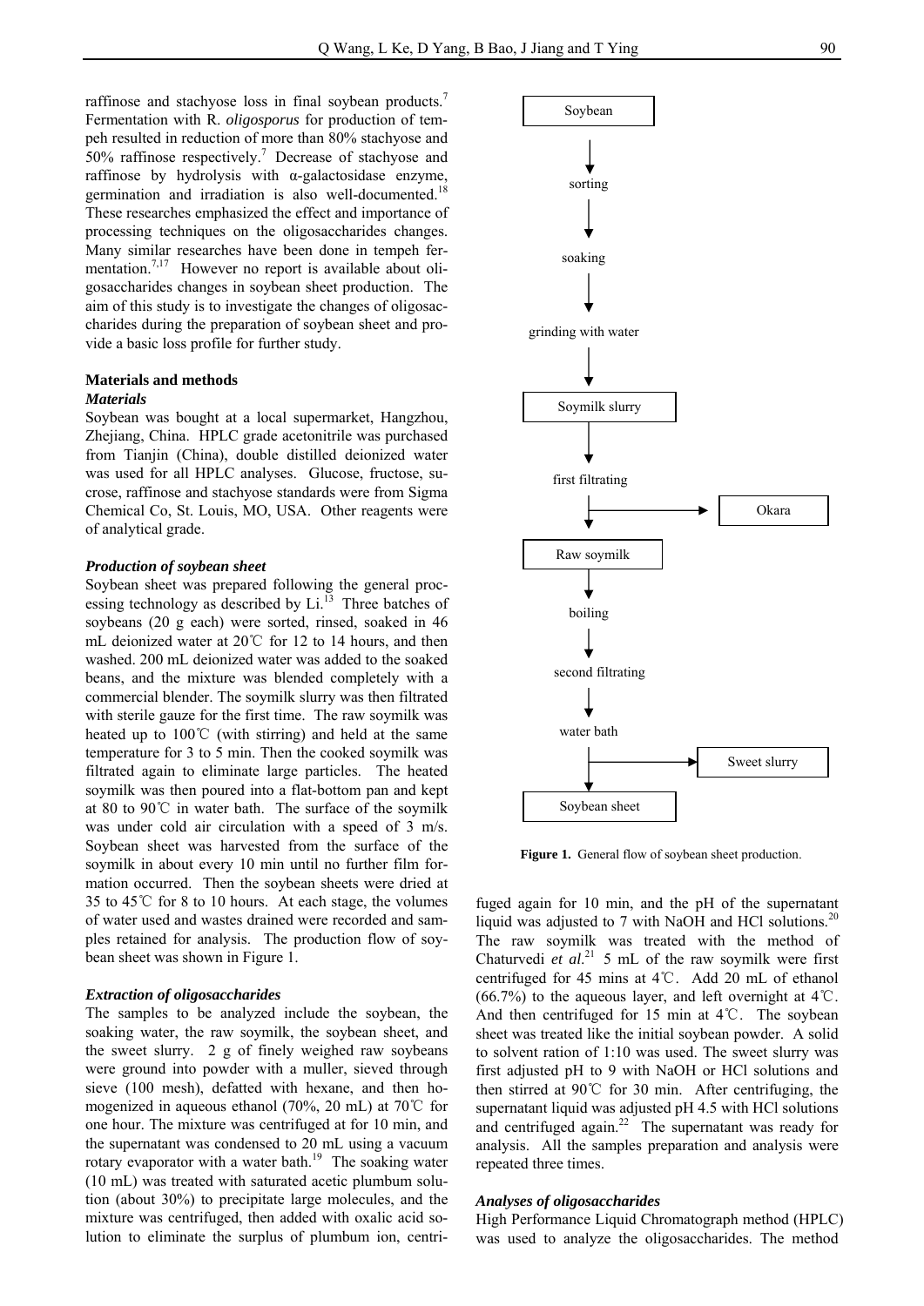raffinose and stachyose loss in final soybean products.[7] Fermentation with R. *oligosporus* for production of tempeh resulted in reduction of more than 80% stachyose and 50% raffinose respectively.[7] Decrease of stachyose and raffinose by hydrolysis with α-galactosidase enzyme, germination and irradiation is also well-documented.[18] These researches emphasized the effect and importance of processing techniques on the oligosaccharides changes. Many similar researches have been done in tempeh fermentation.[7,17] However no report is available about oligosaccharides changes in soybean sheet production. The aim of this study is to investigate the changes of oligosaccharides during the preparation of soybean sheet and provide a basic loss profile for further study.

## Materials and methods

### *Materials*

Soybean was bought at a local supermarket, Hangzhou, Zhejiang, China. HPLC grade acetonitrile was purchased from Tianjin (China), double distilled deionized water was used for all HPLC analyses. Glucose, fructose, sucrose, raffinose and stachyose standards were from Sigma Chemical Co, St. Louis, MO, USA. Other reagents were of analytical grade.

### *Production of soybean sheet*

Soybean sheet was prepared following the general processing technology as described by Li.[13] Three batches of soybeans (20 g each) were sorted, rinsed, soaked in 46 mL deionized water at 20℃ for 12 to 14 hours, and then washed. 200 mL deionized water was added to the soaked beans, and the mixture was blended completely with a commercial blender. The soymilk slurry was then filtrated with sterile gauze for the first time. The raw soymilk was heated up to 100℃ (with stirring) and held at the same temperature for 3 to 5 min. Then the cooked soymilk was filtrated again to eliminate large particles. The heated soymilk was then poured into a flat-bottom pan and kept at 80 to 90℃ in water bath. The surface of the soymilk was under cold air circulation with a speed of 3 m/s. Soybean sheet was harvested from the surface of the soymilk in about every 10 min until no further film formation occurred. Then the soybean sheets were dried at 35 to 45℃ for 8 to 10 hours. At each stage, the volumes of water used and wastes drained were recorded and samples retained for analysis. The production flow of soybean sheet was shown in Figure 1.

### *Extraction of oligosaccharides*

The samples to be analyzed include the soybean, the soaking water, the raw soymilk, the soybean sheet, and the sweet slurry. 2 g of finely weighed raw soybeans were ground into powder with a muller, sieved through sieve (100 mesh), defatted with hexane, and then homogenized in aqueous ethanol (70%, 20 mL) at 70℃ for one hour. The mixture was centrifuged at for 10 min, and the supernatant was condensed to 20 mL using a vacuum rotary evaporator with a water bath.[19] The soaking water (10 mL) was treated with saturated acetic plumbum solution (about 30%) to precipitate large molecules, and the mixture was centrifuged, then added with oxalic acid solution to eliminate the surplus of plumbum ion, centrifuged again for 10 min, and the pH of the supernatant liquid was adjusted to 7 with NaOH and HCl solutions.[20] The raw soymilk was treated with the method of Chaturvedi *et al*.[21] 5 mL of the raw soymilk were first centrifuged for 45 mins at 4℃. Add 20 mL of ethanol (66.7%) to the aqueous layer, and left overnight at 4℃. And then centrifuged for 15 min at 4℃. The soybean sheet was treated like the initial soybean powder. A solid to solvent ration of 1:10 was used. The sweet slurry was first adjusted pH to 9 with NaOH or HCl solutions and then stirred at 90℃ for 30 min. After centrifuging, the supernatant liquid was adjusted pH 4.5 with HCl solutions and centrifuged again.[22] The supernatant was ready for analysis. All the samples preparation and analysis were repeated three times.

Soybean → sorting → soaking → grinding with water → Soymilk slurry → first filtrating (→ Okara) → Raw soymilk → boiling → second filtrating → water bath (→ Sweet slurry) → Soybean sheet

**Figure 1.** General flow of soybean sheet production.

### *Analyses of oligosaccharides*

High Performance Liquid Chromatograph method (HPLC) was used to analyze the oligosaccharides. The method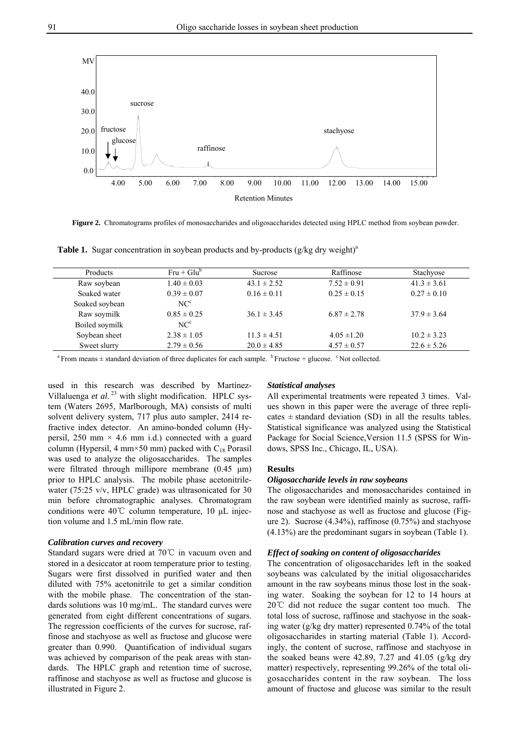**Figure 2.** Chromatograms profiles of monosaccharides and oligosaccharides detected using HPLC method from soybean powder.

**Table 1.** Sugar concentration in soybean products and by-products (g/kg dry weight)[a]

| Products | Fru + Glu[b] | Sucrose | Raffinose | Stachyose |
|---|---|---|---|---|
| Raw soybean | 1.40 ± 0.03 | 43.1 ± 2.52 | 7.52 ± 0.91 | 41.3 ± 3.61 |
| Soaked water | 0.39 ± 0.07 | 0.16 ± 0.11 | 0.25 ± 0.15 | 0.27 ± 0.10 |
| Soaked soybean | NC[c] | | | |
| Raw soymilk | 0.85 ± 0.25 | 36.1 ± 3.45 | 6.87 ± 2.78 | 37.9 ± 3.64 |
| Boiled soymilk | NC[c] | | | |
| Soybean sheet | 2.38 ± 1.05 | 11.3 ± 4.51 | 4.05 ±1.20 | 10.2 ± 3.23 |
| Sweet slurry | 2.79 ± 0.56 | 20.0 ± 4.85 | 4.57 ± 0.57 | 22.6 ± 5.26 |

[a] From means ± standard deviation of three duplicates for each sample. [b] Fructose + glucose. [c] Not collected.

used in this research was described by Martínez-Villaluenga *et al.*[23] with slight modification. HPLC system (Waters 2695, Marlborough, MA) consists of multi solvent delivery system, 717 plus auto sampler, 2414 refractive index detector. An amino-bonded column (Hypersil, 250 mm × 4.6 mm i.d.) connected with a guard column (Hypersil, 4 mm×50 mm) packed with $C_{18}$ Porasil was used to analyze the oligosaccharides. The samples were filtrated through millipore membrane (0.45 μm) prior to HPLC analysis. The mobile phase acetonitrile-water (75:25 v/v, HPLC grade) was ultrasonicated for 30 min before chromatographic analyses. Chromatogram conditions were 40℃ column temperature, 10 μL injection volume and 1.5 mL/min flow rate.

### *Calibration curves and recovery*

Standard sugars were dried at 70℃ in vacuum oven and stored in a desiccator at room temperature prior to testing. Sugars were first dissolved in purified water and then diluted with 75% acetonitrile to get a similar condition with the mobile phase. The concentration of the standards solutions was 10 mg/mL. The standard curves were generated from eight different concentrations of sugars. The regression coefficients of the curves for sucrose, raffinose and stachyose as well as fructose and glucose were greater than 0.990. Quantification of individual sugars was achieved by comparison of the peak areas with standards. The HPLC graph and retention time of sucrose, raffinose and stachyose as well as fructose and glucose is illustrated in Figure 2.

### *Statistical analyses*

All experimental treatments were repeated 3 times. Values shown in this paper were the average of three replicates ± standard deviation (SD) in all the results tables. Statistical significance was analyzed using the Statistical Package for Social Science,Version 11.5 (SPSS for Windows, SPSS Inc., Chicago, IL, USA).

## **Results**

### *Oligosaccharide levels in raw soybeans*

The oligosaccharides and monosaccharides contained in the raw soybean were identified mainly as sucrose, raffinose and stachyose as well as fructose and glucose (Figure 2). Sucrose (4.34%), raffinose (0.75%) and stachyose (4.13%) are the predominant sugars in soybean (Table 1).

### *Effect of soaking on content of oligosaccharides*

The concentration of oligosaccharides left in the soaked soybeans was calculated by the initial oligosaccharides amount in the raw soybeans minus those lost in the soaking water. Soaking the soybean for 12 to 14 hours at 20℃ did not reduce the sugar content too much. The total loss of sucrose, raffinose and stachyose in the soaking water (g/kg dry matter) represented 0.74% of the total oligosaccharides in starting material (Table 1). Accordingly, the content of sucrose, raffinose and stachyose in the soaked beans were 42.89, 7.27 and 41.05 (g/kg dry matter) respectively, representing 99.26% of the total oligosaccharides content in the raw soybean. The loss amount of fructose and glucose was similar to the result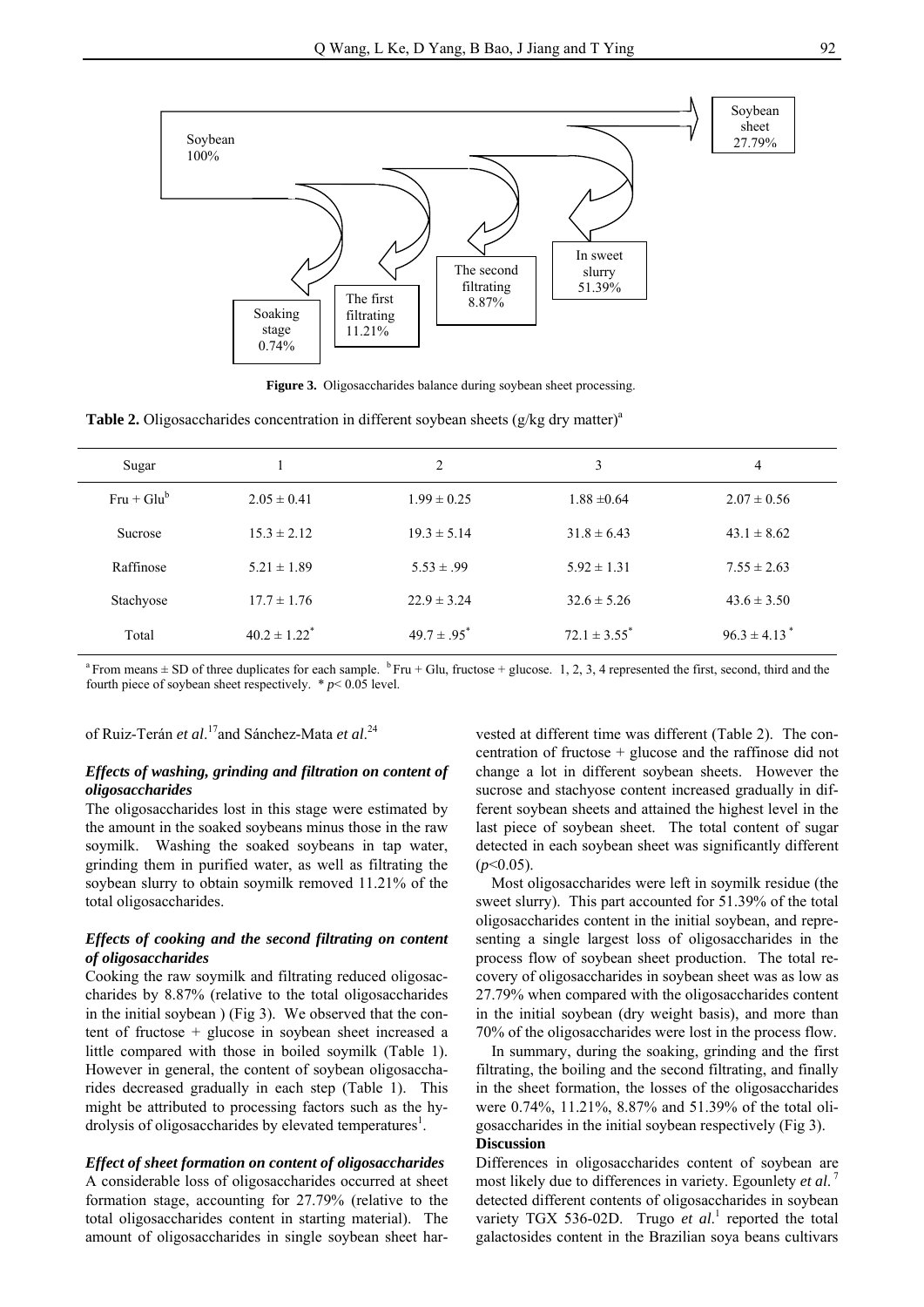Soybean 100%

Soybean sheet 27.79%

Soaking stage 0.74%

The first filtrating 11.21%

The second filtrating 8.87%

In sweet slurry 51.39%

**Figure 3.** Oligosaccharides balance during soybean sheet processing.

**Table 2.** Oligosaccharides concentration in different soybean sheets (g/kg dry matter)[a]

| Sugar | 1 | 2 | 3 | 4 |
|---|---|---|---|---|
| Fru + Glu[b] | 2.05 ± 0.41 | 1.99 ± 0.25 | 1.88 ±0.64 | 2.07 ± 0.56 |
| Sucrose | 15.3 ± 2.12 | 19.3 ± 5.14 | 31.8 ± 6.43 | 43.1 ± 8.62 |
| Raffinose | 5.21 ± 1.89 | 5.53 ± .99 | 5.92 ± 1.31 | 7.55 ± 2.63 |
| Stachyose | 17.7 ± 1.76 | 22.9 ± 3.24 | 32.6 ± 5.26 | 43.6 ± 3.50 |
| Total | 40.2 ± 1.22* | 49.7 ± .95* | 72.1 ± 3.55* | 96.3 ± 4.13 * |

[a] From means ± SD of three duplicates for each sample. [b] Fru + Glu, fructose + glucose. 1, 2, 3, 4 represented the first, second, third and the fourth piece of soybean sheet respectively. * $p < 0.05$ level.

of Ruiz-Terán *et al*.[17] and Sánchez-Mata *et al*.[24]

### *Effects of washing, grinding and filtration on content of oligosaccharides*

The oligosaccharides lost in this stage were estimated by the amount in the soaked soybeans minus those in the raw soymilk. Washing the soaked soybeans in tap water, grinding them in purified water, as well as filtrating the soybean slurry to obtain soymilk removed 11.21% of the total oligosaccharides.

### *Effects of cooking and the second filtrating on content of oligosaccharides*

Cooking the raw soymilk and filtrating reduced oligosaccharides by 8.87% (relative to the total oligosaccharides in the initial soybean ) (Fig 3). We observed that the content of fructose + glucose in soybean sheet increased a little compared with those in boiled soymilk (Table 1). However in general, the content of soybean oligosaccharides decreased gradually in each step (Table 1). This might be attributed to processing factors such as the hydrolysis of oligosaccharides by elevated temperatures[1].

### *Effect of sheet formation on content of oligosaccharides*

A considerable loss of oligosaccharides occurred at sheet formation stage, accounting for 27.79% (relative to the total oligosaccharides content in starting material). The amount of oligosaccharides in single soybean sheet harvested at different time was different (Table 2). The concentration of fructose + glucose and the raffinose did not change a lot in different soybean sheets. However the sucrose and stachyose content increased gradually in different soybean sheets and attained the highest level in the last piece of soybean sheet. The total content of sugar detected in each soybean sheet was significantly different ($p$<0.05).

Most oligosaccharides were left in soymilk residue (the sweet slurry). This part accounted for 51.39% of the total oligosaccharides content in the initial soybean, and representing a single largest loss of oligosaccharides in the process flow of soybean sheet production. The total recovery of oligosaccharides in soybean sheet was as low as 27.79% when compared with the oligosaccharides content in the initial soybean (dry weight basis), and more than 70% of the oligosaccharides were lost in the process flow.

In summary, during the soaking, grinding and the first filtrating, the boiling and the second filtrating, and finally in the sheet formation, the losses of the oligosaccharides were 0.74%, 11.21%, 8.87% and 51.39% of the total oligosaccharides in the initial soybean respectively (Fig 3).

## Discussion

Differences in oligosaccharides content of soybean are most likely due to differences in variety. Egounlety *et al.*[7] detected different contents of oligosaccharides in soybean variety TGX 536-02D. Trugo *et al.*[1] reported the total galactosides content in the Brazilian soya beans cultivars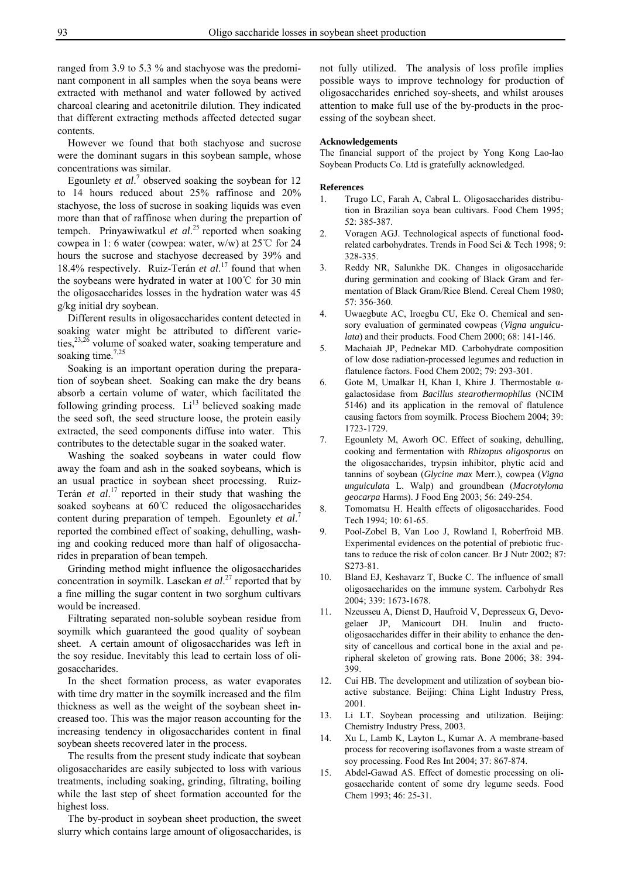ranged from 3.9 to 5.3 % and stachyose was the predominant component in all samples when the soya beans were extracted with methanol and water followed by actived charcoal clearing and acetonitrile dilution. They indicated that different extracting methods affected detected sugar contents.

However we found that both stachyose and sucrose were the dominant sugars in this soybean sample, whose concentrations was similar.

Egounlety *et al*.[7] observed soaking the soybean for 12 to 14 hours reduced about 25% raffinose and 20% stachyose, the loss of sucrose in soaking liquids was even more than that of raffinose when during the prepartion of tempeh. Prinyawiwatkul *et al*.[25] reported when soaking cowpea in 1: 6 water (cowpea: water, w/w) at 25℃ for 24 hours the sucrose and stachyose decreased by 39% and 18.4% respectively. Ruiz-Terán *et al*.[17] found that when the soybeans were hydrated in water at 100℃ for 30 min the oligosaccharides losses in the hydration water was 45 g/kg initial dry soybean.

Different results in oligosaccharides content detected in soaking water might be attributed to different varieties,[23,26] volume of soaked water, soaking temperature and soaking time.[7,25]

Soaking is an important operation during the preparation of soybean sheet. Soaking can make the dry beans absorb a certain volume of water, which facilitated the following grinding process. Li[13] believed soaking made the seed soft, the seed structure loose, the protein easily extracted, the seed components diffuse into water. This contributes to the detectable sugar in the soaked water.

Washing the soaked soybeans in water could flow away the foam and ash in the soaked soybeans, which is an usual practice in soybean sheet processing. Ruiz-Terán *et al*.[17] reported in their study that washing the soaked soybeans at 60℃ reduced the oligosaccharides content during preparation of tempeh. Egounlety *et al*.[7] reported the combined effect of soaking, dehulling, washing and cooking reduced more than half of oligosaccharides in preparation of bean tempeh.

Grinding method might influence the oligosaccharides concentration in soymilk. Lasekan *et al*.[27] reported that by a fine milling the sugar content in two sorghum cultivars would be increased.

Filtrating separated non-soluble soybean residue from soymilk which guaranteed the good quality of soybean sheet. A certain amount of oligosaccharides was left in the soy residue. Inevitably this lead to certain loss of oligosaccharides.

In the sheet formation process, as water evaporates with time dry matter in the soymilk increased and the film thickness as well as the weight of the soybean sheet increased too. This was the major reason accounting for the increasing tendency in oligosaccharides content in final soybean sheets recovered later in the process.

The results from the present study indicate that soybean oligosaccharides are easily subjected to loss with various treatments, including soaking, grinding, filtrating, boiling while the last step of sheet formation accounted for the highest loss.

The by-product in soybean sheet production, the sweet slurry which contains large amount of oligosaccharides, is not fully utilized. The analysis of loss profile implies possible ways to improve technology for production of oligosaccharides enriched soy-sheets, and whilst arouses attention to make full use of the by-products in the processing of the soybean sheet.

#### Acknowledgements

The financial support of the project by Yong Kong Lao-lao Soybean Products Co. Ltd is gratefully acknowledged.

#### References

1. Trugo LC, Farah A, Cabral L. Oligosaccharides distribution in Brazilian soya bean cultivars. Food Chem 1995; 52: 385-387.
2. Voragen AGJ. Technological aspects of functional food-related carbohydrates. Trends in Food Sci & Tech 1998; 9: 328-335.
3. Reddy NR, Salunkhe DK. Changes in oligosaccharide during germination and cooking of Black Gram and fermentation of Black Gram/Rice Blend. Cereal Chem 1980; 57: 356-360.
4. Uwaegbute AC, Iroegbu CU, Eke O. Chemical and sensory evaluation of germinated cowpeas (*Vigna unguiculata*) and their products. Food Chem 2000; 68: 141-146.
5. Machaiah JP, Pednekar MD. Carbohydrate composition of low dose radiation-processed legumes and reduction in flatulence factors. Food Chem 2002; 79: 293-301.
6. Gote M, Umalkar H, Khan I, Khire J. Thermostable α-galactosidase from *Bacillus stearothermophilus* (NCIM 5146) and its application in the removal of flatulence causing factors from soymilk. Process Biochem 2004; 39: 1723-1729.
7. Egounlety M, Aworh OC. Effect of soaking, dehulling, cooking and fermentation with *Rhizopus oligosporus* on the oligosaccharides, trypsin inhibitor, phytic acid and tannins of soybean (*Glycine max* Merr.), cowpea (*Vigna unguiculata* L. Walp) and groundbean (*Macrotyloma geocarpa* Harms). J Food Eng 2003; 56: 249-254.
8. Tomomatsu H. Health effects of oligosaccharides. Food Tech 1994; 10: 61-65.
9. Pool-Zobel B, Van Loo J, Rowland I, Roberfroid MB. Experimental evidences on the potential of prebiotic fructans to reduce the risk of colon cancer. Br J Nutr 2002; 87: S273-81.
10. Bland EJ, Keshavarz T, Bucke C. The influence of small oligosaccharides on the immune system. Carbohydr Res 2004; 339: 1673-1678.
11. Nzeusseu A, Dienst D, Haufroid V, Depresseux G, Devogelaer JP, Manicourt DH. Inulin and fructo-oligosaccharides differ in their ability to enhance the density of cancellous and cortical bone in the axial and peripheral skeleton of growing rats. Bone 2006; 38: 394-399.
12. Cui HB. The development and utilization of soybean bioactive substance. Beijing: China Light Industry Press, 2001.
13. Li LT. Soybean processing and utilization. Beijing: Chemistry Industry Press, 2003.
14. Xu L, Lamb K, Layton L, Kumar A. A membrane-based process for recovering isoflavones from a waste stream of soy processing. Food Res Int 2004; 37: 867-874.
15. Abdel-Gawad AS. Effect of domestic processing on oligosaccharide content of some dry legume seeds. Food Chem 1993; 46: 25-31.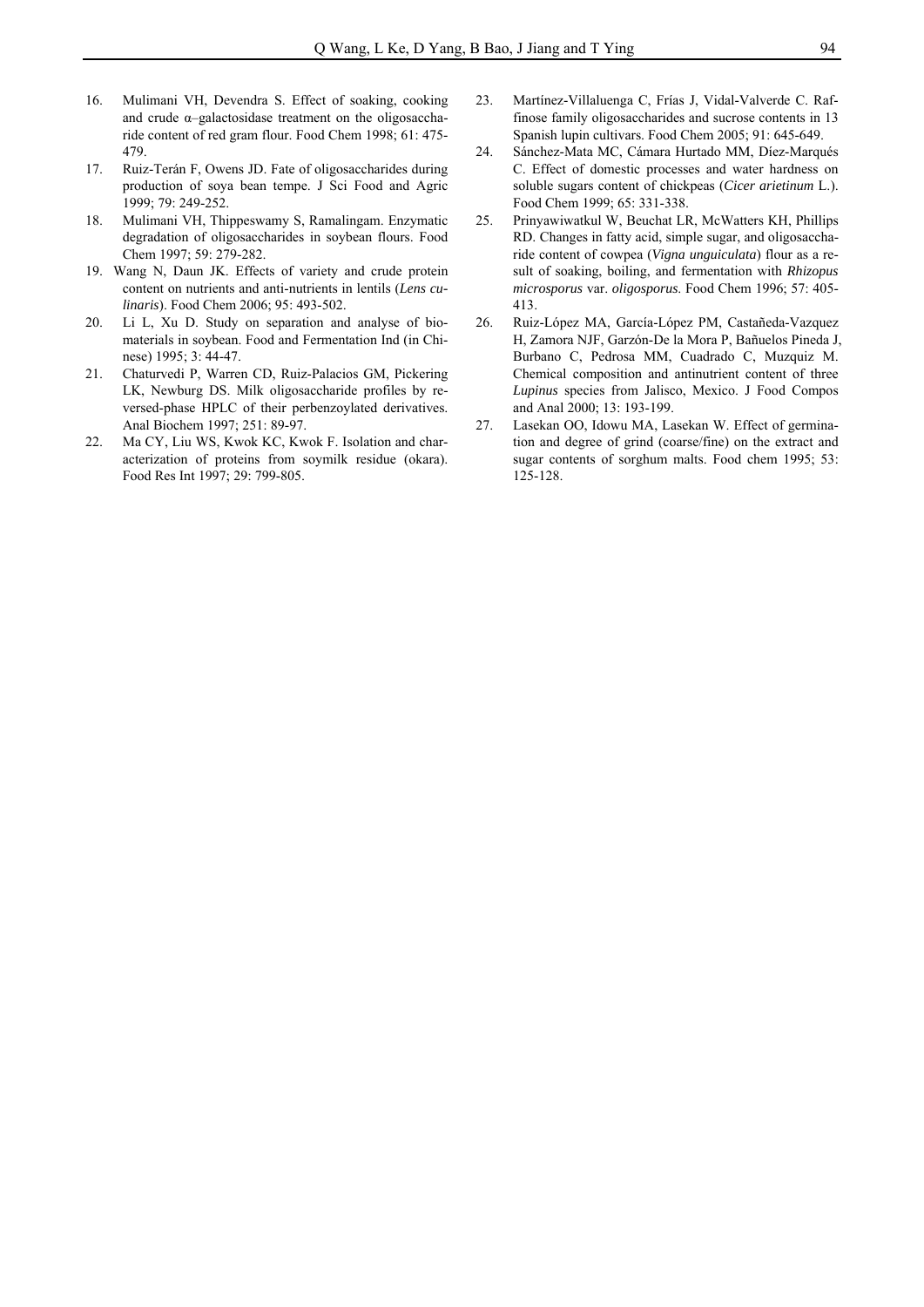16. Mulimani VH, Devendra S. Effect of soaking, cooking and crude α–galactosidase treatment on the oligosaccharide content of red gram flour. Food Chem 1998; 61: 475-479.
17. Ruiz-Terán F, Owens JD. Fate of oligosaccharides during production of soya bean tempe. J Sci Food and Agric 1999; 79: 249-252.
18. Mulimani VH, Thippeswamy S, Ramalingam. Enzymatic degradation of oligosaccharides in soybean flours. Food Chem 1997; 59: 279-282.
19. Wang N, Daun JK. Effects of variety and crude protein content on nutrients and anti-nutrients in lentils (*Lens culinaris*). Food Chem 2006; 95: 493-502.
20. Li L, Xu D. Study on separation and analyse of biomaterials in soybean. Food and Fermentation Ind (in Chinese) 1995; 3: 44-47.
21. Chaturvedi P, Warren CD, Ruiz-Palacios GM, Pickering LK, Newburg DS. Milk oligosaccharide profiles by reversed-phase HPLC of their perbenzoylated derivatives. Anal Biochem 1997; 251: 89-97.
22. Ma CY, Liu WS, Kwok KC, Kwok F. Isolation and characterization of proteins from soymilk residue (okara). Food Res Int 1997; 29: 799-805.
23. Martínez-Villaluenga C, Frías J, Vidal-Valverde C. Raffinose family oligosaccharides and sucrose contents in 13 Spanish lupin cultivars. Food Chem 2005; 91: 645-649.
24. Sánchez-Mata MC, Cámara Hurtado MM, Díez-Marqués C. Effect of domestic processes and water hardness on soluble sugars content of chickpeas (*Cicer arietinum* L.). Food Chem 1999; 65: 331-338.
25. Prinyawiwatkul W, Beuchat LR, McWatters KH, Phillips RD. Changes in fatty acid, simple sugar, and oligosaccharide content of cowpea (*Vigna unguiculata*) flour as a result of soaking, boiling, and fermentation with *Rhizopus microsporus* var. *oligosporus*. Food Chem 1996; 57: 405-413.
26. Ruiz-López MA, García-López PM, Castañeda-Vazquez H, Zamora NJF, Garzón-De la Mora P, Bañuelos Pineda J, Burbano C, Pedrosa MM, Cuadrado C, Muzquiz M. Chemical composition and antinutrient content of three *Lupinus* species from Jalisco, Mexico. J Food Compos and Anal 2000; 13: 193-199.
27. Lasekan OO, Idowu MA, Lasekan W. Effect of germination and degree of grind (coarse/fine) on the extract and sugar contents of sorghum malts. Food chem 1995; 53: 125-128.